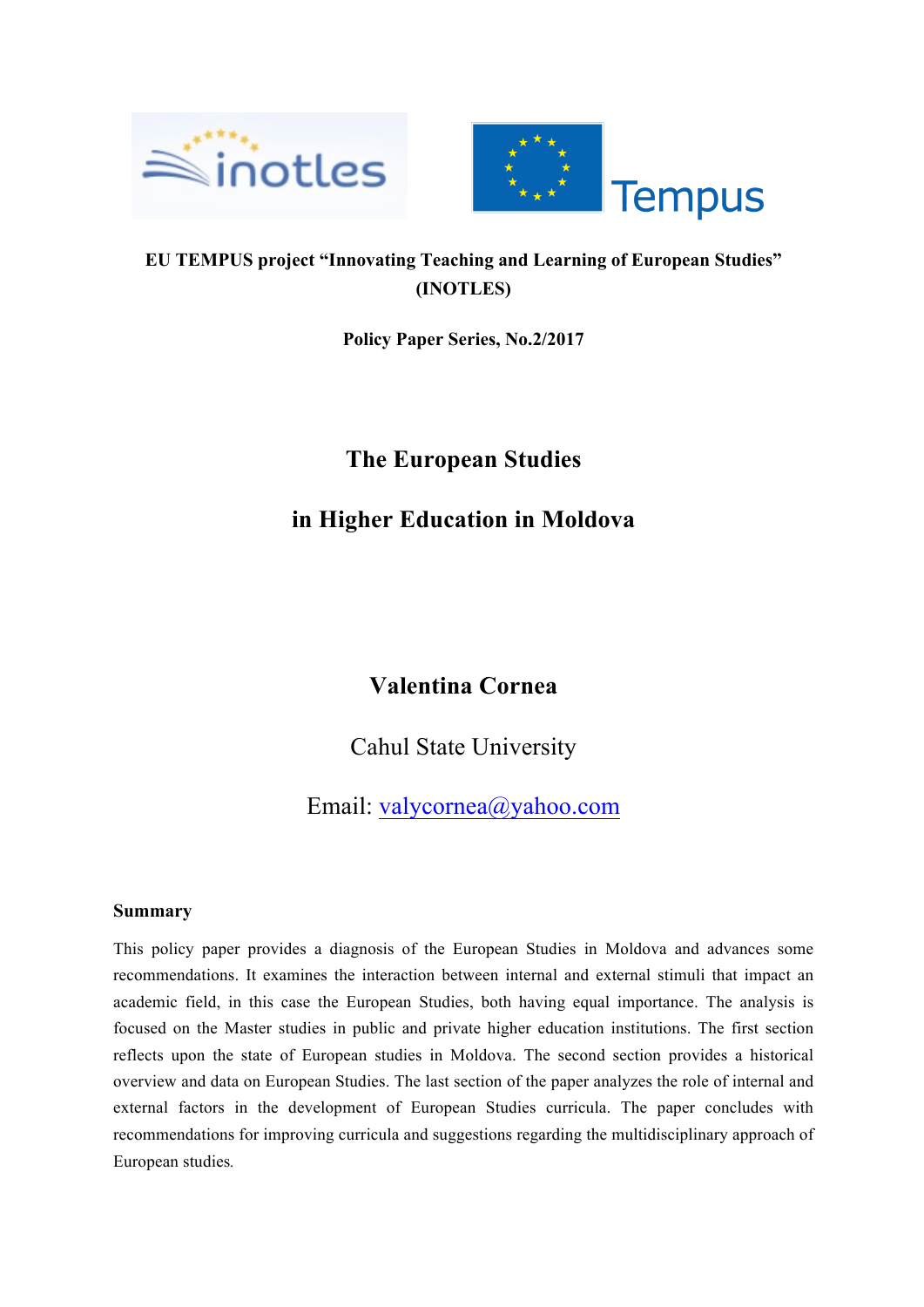**EU TEMPUS project "Innovating Teaching and Learning of European Studies" (INOTLES)**

**Policy Paper Series, No.2/2017**

# The European Studies in Higher Education in Moldova

**Valentina Cornea**

Cahul State University

Email: valycornea@yahoo.com

### Summary

This policy paper provides a diagnosis of the European Studies in Moldova and advances some recommendations. It examines the interaction between internal and external stimuli that impact an academic field, in this case the European Studies, both having equal importance. The analysis is focused on the Master studies in public and private higher education institutions. The first section reflects upon the state of European studies in Moldova. The second section provides a historical overview and data on European Studies. The last section of the paper analyzes the role of internal and external factors in the development of European Studies curricula. The paper concludes with recommendations for improving curricula and suggestions regarding the multidisciplinary approach of European studies.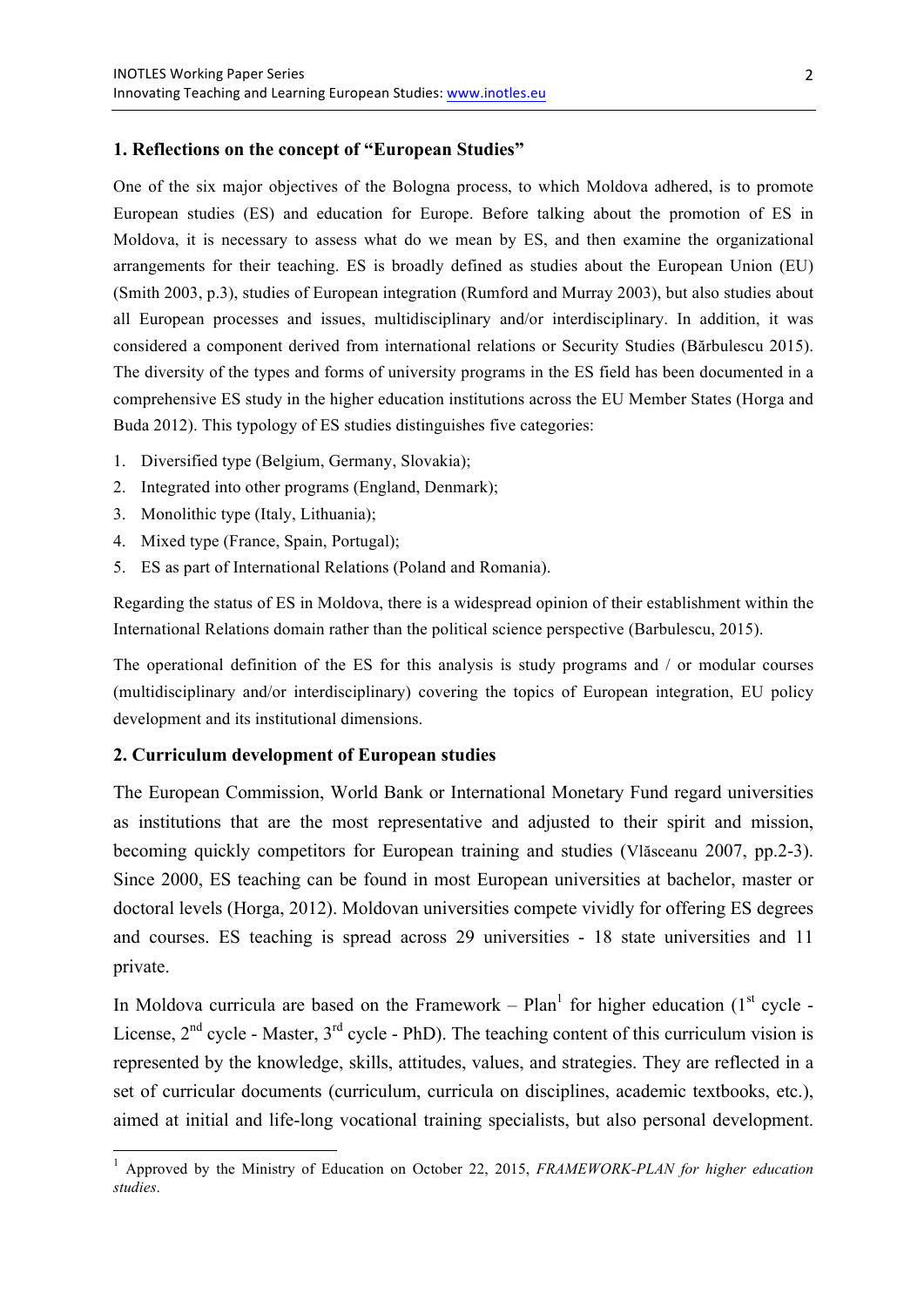## 1. Reflections on the concept of "European Studies"

One of the six major objectives of the Bologna process, to which Moldova adhered, is to promote European studies (ES) and education for Europe. Before talking about the promotion of ES in Moldova, it is necessary to assess what do we mean by ES, and then examine the organizational arrangements for their teaching. ES is broadly defined as studies about the European Union (EU) (Smith 2003, p.3), studies of European integration (Rumford and Murray 2003), but also studies about all European processes and issues, multidisciplinary and/or interdisciplinary. In addition, it was considered a component derived from international relations or Security Studies (Bărbulescu 2015). The diversity of the types and forms of university programs in the ES field has been documented in a comprehensive ES study in the higher education institutions across the EU Member States (Horga and Buda 2012). This typology of ES studies distinguishes five categories:

1. Diversified type (Belgium, Germany, Slovakia);
2. Integrated into other programs (England, Denmark);
3. Monolithic type (Italy, Lithuania);
4. Mixed type (France, Spain, Portugal);
5. ES as part of International Relations (Poland and Romania).

Regarding the status of ES in Moldova, there is a widespread opinion of their establishment within the International Relations domain rather than the political science perspective (Barbulescu, 2015).

The operational definition of the ES for this analysis is study programs and / or modular courses (multidisciplinary and/or interdisciplinary) covering the topics of European integration, EU policy development and its institutional dimensions.

## 2. Curriculum development of European studies

The European Commission, World Bank or International Monetary Fund regard universities as institutions that are the most representative and adjusted to their spirit and mission, becoming quickly competitors for European training and studies (Vlăsceanu 2007, pp.2-3). Since 2000, ES teaching can be found in most European universities at bachelor, master or doctoral levels (Horga, 2012). Moldovan universities compete vividly for offering ES degrees and courses. ES teaching is spread across 29 universities - 18 state universities and 11 private.

In Moldova curricula are based on the Framework – Plan[1] for higher education (1st cycle - License, 2nd cycle - Master, 3rd cycle - PhD). The teaching content of this curriculum vision is represented by the knowledge, skills, attitudes, values, and strategies. They are reflected in a set of curricular documents (curriculum, curricula on disciplines, academic textbooks, etc.), aimed at initial and life-long vocational training specialists, but also personal development.

---

[1] Approved by the Ministry of Education on October 22, 2015, *FRAMEWORK-PLAN for higher education studies*.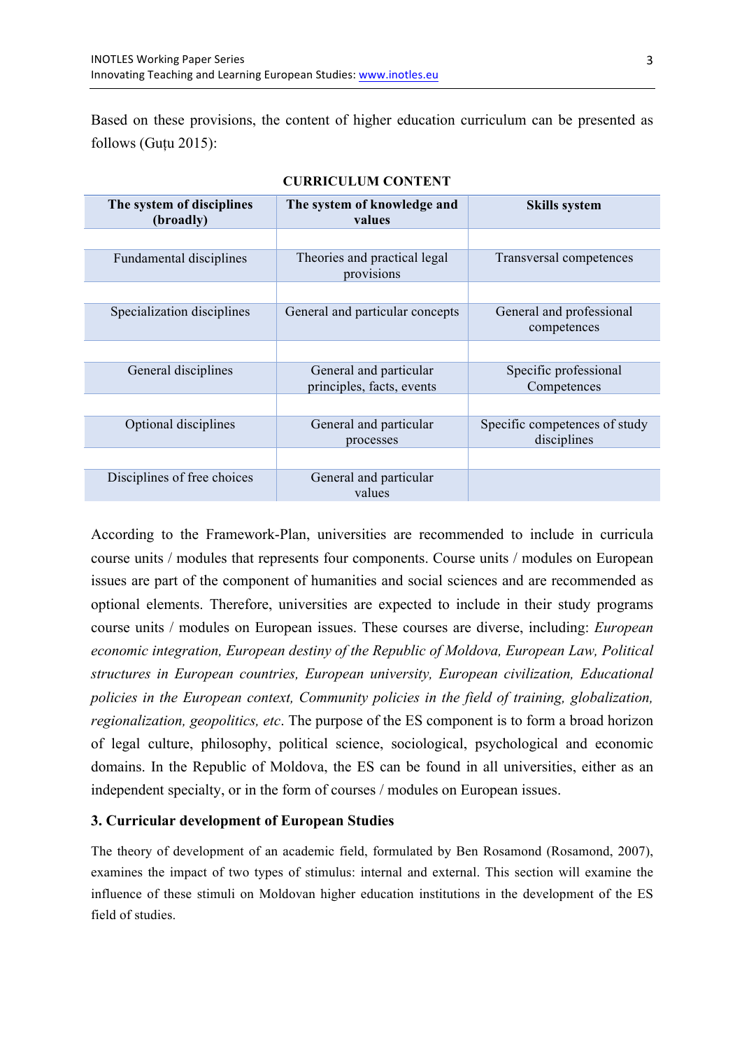Based on these provisions, the content of higher education curriculum can be presented as follows (Guțu 2015):

**CURRICULUM CONTENT**

| The system of disciplines (broadly) | The system of knowledge and values | Skills system |
|---|---|---|
| Fundamental disciplines | Theories and practical legal provisions | Transversal competences |
| Specialization disciplines | General and particular concepts | General and professional competences |
| General disciplines | General and particular principles, facts, events | Specific professional Competences |
| Optional disciplines | General and particular processes | Specific competences of study disciplines |
| Disciplines of free choices | General and particular values | |

According to the Framework-Plan, universities are recommended to include in curricula course units / modules that represents four components. Course units / modules on European issues are part of the component of humanities and social sciences and are recommended as optional elements. Therefore, universities are expected to include in their study programs course units / modules on European issues. These courses are diverse, including: *European economic integration, European destiny of the Republic of Moldova, European Law, Political structures in European countries, European university, European civilization, Educational policies in the European context, Community policies in the field of training, globalization, regionalization, geopolitics, etc*. The purpose of the ES component is to form a broad horizon of legal culture, philosophy, political science, sociological, psychological and economic domains. In the Republic of Moldova, the ES can be found in all universities, either as an independent specialty, or in the form of courses / modules on European issues.

### 3. Curricular development of European Studies

The theory of development of an academic field, formulated by Ben Rosamond (Rosamond, 2007), examines the impact of two types of stimulus: internal and external. This section will examine the influence of these stimuli on Moldovan higher education institutions in the development of the ES field of studies.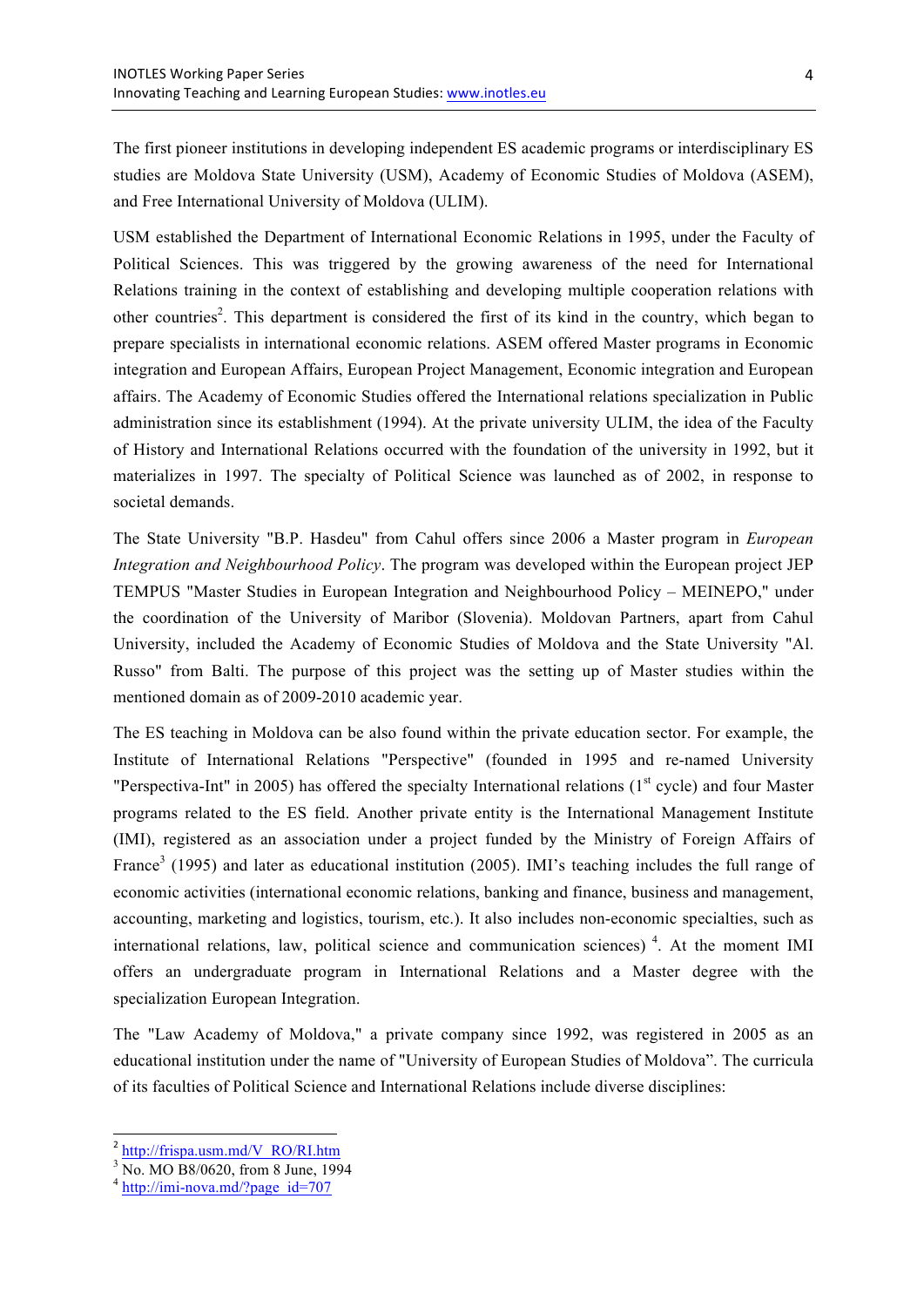The first pioneer institutions in developing independent ES academic programs or interdisciplinary ES studies are Moldova State University (USM), Academy of Economic Studies of Moldova (ASEM), and Free International University of Moldova (ULIM).

USM established the Department of International Economic Relations in 1995, under the Faculty of Political Sciences. This was triggered by the growing awareness of the need for International Relations training in the context of establishing and developing multiple cooperation relations with other countries[2]. This department is considered the first of its kind in the country, which began to prepare specialists in international economic relations. ASEM offered Master programs in Economic integration and European Affairs, European Project Management, Economic integration and European affairs. The Academy of Economic Studies offered the International relations specialization in Public administration since its establishment (1994). At the private university ULIM, the idea of the Faculty of History and International Relations occurred with the foundation of the university in 1992, but it materializes in 1997. The specialty of Political Science was launched as of 2002, in response to societal demands.

The State University "B.P. Hasdeu" from Cahul offers since 2006 a Master program in *European Integration and Neighbourhood Policy*. The program was developed within the European project JEP TEMPUS "Master Studies in European Integration and Neighbourhood Policy – MEINEPO," under the coordination of the University of Maribor (Slovenia). Moldovan Partners, apart from Cahul University, included the Academy of Economic Studies of Moldova and the State University "Al. Russo" from Balti. The purpose of this project was the setting up of Master studies within the mentioned domain as of 2009-2010 academic year.

The ES teaching in Moldova can be also found within the private education sector. For example, the Institute of International Relations "Perspective" (founded in 1995 and re-named University "Perspectiva-Int" in 2005) has offered the specialty International relations (1st cycle) and four Master programs related to the ES field. Another private entity is the International Management Institute (IMI), registered as an association under a project funded by the Ministry of Foreign Affairs of France[3] (1995) and later as educational institution (2005). IMI's teaching includes the full range of economic activities (international economic relations, banking and finance, business and management, accounting, marketing and logistics, tourism, etc.). It also includes non-economic specialties, such as international relations, law, political science and communication sciences) [4]. At the moment IMI offers an undergraduate program in International Relations and a Master degree with the specialization European Integration.

The "Law Academy of Moldova," a private company since 1992, was registered in 2005 as an educational institution under the name of "University of European Studies of Moldova". The curricula of its faculties of Political Science and International Relations include diverse disciplines:

---

[2] http://frispa.usm.md/V_RO/RI.htm

[3] No. MO B8/0620, from 8 June, 1994

[4] http://imi-nova.md/?page_id=707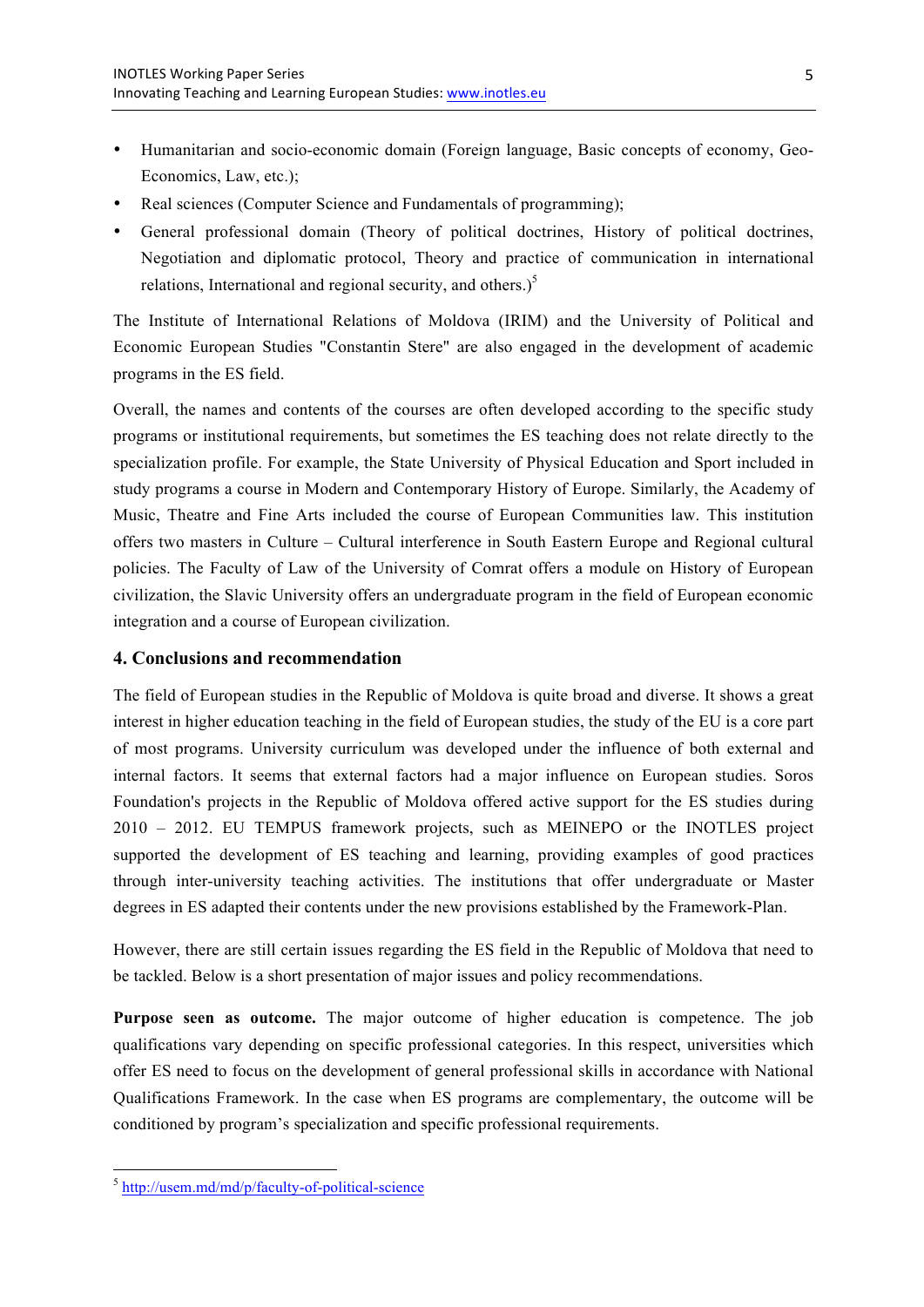- Humanitarian and socio-economic domain (Foreign language, Basic concepts of economy, Geo-Economics, Law, etc.);
- Real sciences (Computer Science and Fundamentals of programming);
- General professional domain (Theory of political doctrines, History of political doctrines, Negotiation and diplomatic protocol, Theory and practice of communication in international relations, International and regional security, and others.)[5]

The Institute of International Relations of Moldova (IRIM) and the University of Political and Economic European Studies "Constantin Stere" are also engaged in the development of academic programs in the ES field.

Overall, the names and contents of the courses are often developed according to the specific study programs or institutional requirements, but sometimes the ES teaching does not relate directly to the specialization profile. For example, the State University of Physical Education and Sport included in study programs a course in Modern and Contemporary History of Europe. Similarly, the Academy of Music, Theatre and Fine Arts included the course of European Communities law. This institution offers two masters in Culture – Cultural interference in South Eastern Europe and Regional cultural policies. The Faculty of Law of the University of Comrat offers a module on History of European civilization, the Slavic University offers an undergraduate program in the field of European economic integration and a course of European civilization.

## 4. Conclusions and recommendation

The field of European studies in the Republic of Moldova is quite broad and diverse. It shows a great interest in higher education teaching in the field of European studies, the study of the EU is a core part of most programs. University curriculum was developed under the influence of both external and internal factors. It seems that external factors had a major influence on European studies. Soros Foundation's projects in the Republic of Moldova offered active support for the ES studies during 2010 – 2012. EU TEMPUS framework projects, such as MEINEPO or the INOTLES project supported the development of ES teaching and learning, providing examples of good practices through inter-university teaching activities. The institutions that offer undergraduate or Master degrees in ES adapted their contents under the new provisions established by the Framework-Plan.

However, there are still certain issues regarding the ES field in the Republic of Moldova that need to be tackled. Below is a short presentation of major issues and policy recommendations.

**Purpose seen as outcome.** The major outcome of higher education is competence. The job qualifications vary depending on specific professional categories. In this respect, universities which offer ES need to focus on the development of general professional skills in accordance with National Qualifications Framework. In the case when ES programs are complementary, the outcome will be conditioned by program's specialization and specific professional requirements.

---

[5] http://usem.md/md/p/faculty-of-political-science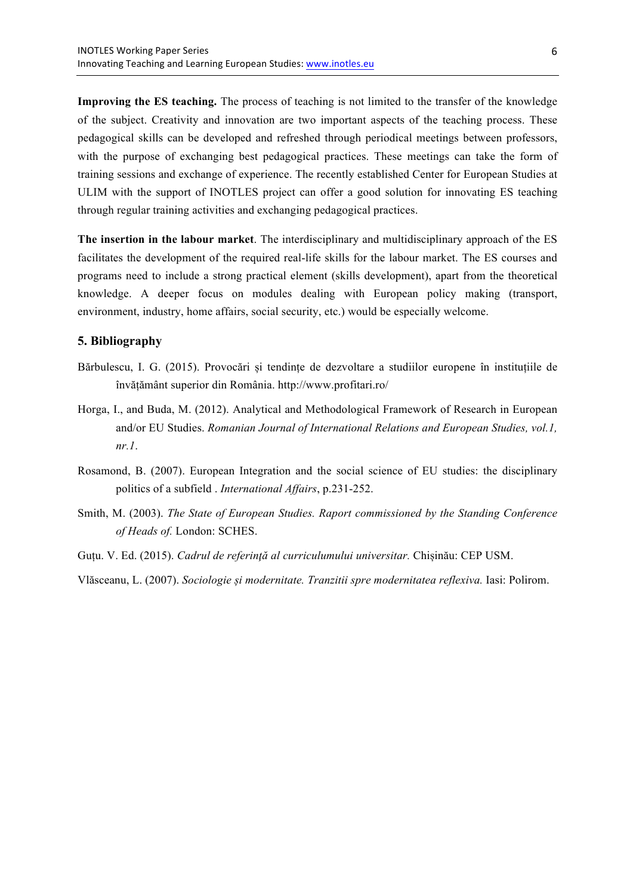**Improving the ES teaching.** The process of teaching is not limited to the transfer of the knowledge of the subject. Creativity and innovation are two important aspects of the teaching process. These pedagogical skills can be developed and refreshed through periodical meetings between professors, with the purpose of exchanging best pedagogical practices. These meetings can take the form of training sessions and exchange of experience. The recently established Center for European Studies at ULIM with the support of INOTLES project can offer a good solution for innovating ES teaching through regular training activities and exchanging pedagogical practices.

**The insertion in the labour market**. The interdisciplinary and multidisciplinary approach of the ES facilitates the development of the required real-life skills for the labour market. The ES courses and programs need to include a strong practical element (skills development), apart from the theoretical knowledge. A deeper focus on modules dealing with European policy making (transport, environment, industry, home affairs, social security, etc.) would be especially welcome.

## 5. Bibliography

Bărbulescu, I. G. (2015). Provocări și tendințe de dezvoltare a studiilor europene în instituțiile de învățământ superior din România. http://www.profitari.ro/

Horga, I., and Buda, M. (2012). Analytical and Methodological Framework of Research in European and/or EU Studies. *Romanian Journal of International Relations and European Studies, vol.1, nr.1*.

Rosamond, B. (2007). European Integration and the social science of EU studies: the disciplinary politics of a subfield . *International Affairs*, p.231-252.

Smith, M. (2003). *The State of European Studies. Raport commissioned by the Standing Conference of Heads of.* London: SCHES.

Guțu. V. Ed. (2015). *Cadrul de referinţă al curriculumului universitar.* Chișinău: CEP USM.

Vlăsceanu, L. (2007). *Sociologie și modernitate. Tranzitii spre modernitatea reflexiva.* Iasi: Polirom.